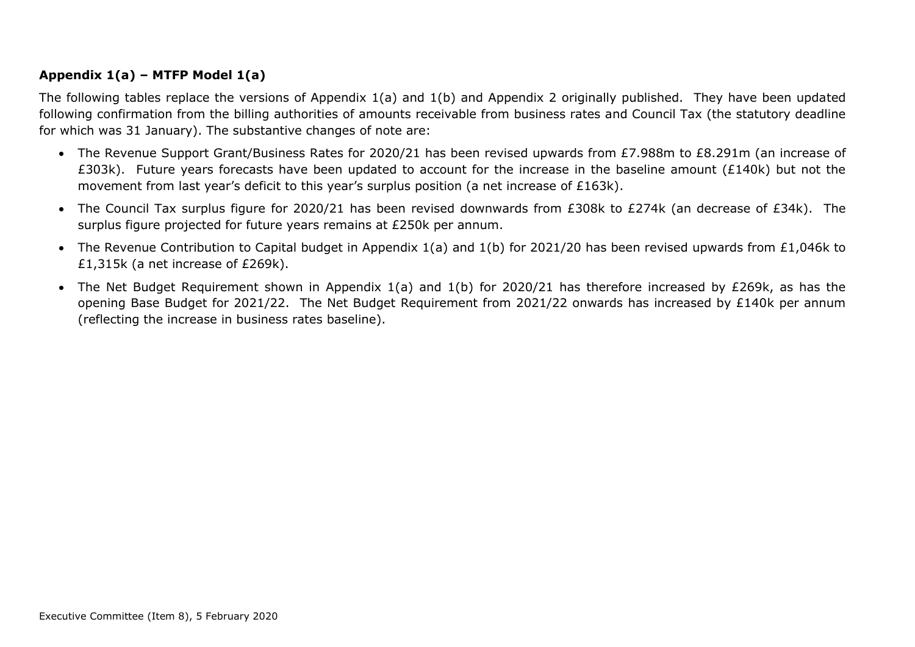**Appendix 1(a) – MTFP Model 1(a)**

The following tables replace the versions of Appendix 1(a) and 1(b) and Appendix 2 originally published. They have been updated following confirmation from the billing authorities of amounts receivable from business rates and Council Tax (the statutory deadline for which was 31 January). The substantive changes of note are:

- The Revenue Support Grant/Business Rates for 2020/21 has been revised upwards from £7.988m to £8.291m (an increase of £303k). Future years forecasts have been updated to account for the increase in the baseline amount (£140k) but not the movement from last year's deficit to this year's surplus position (a net increase of £163k).
- The Council Tax surplus figure for 2020/21 has been revised downwards from £308k to £274k (an decrease of £34k). The surplus figure projected for future years remains at £250k per annum.
- The Revenue Contribution to Capital budget in Appendix 1(a) and 1(b) for 2021/20 has been revised upwards from £1,046k to £1,315k (a net increase of £269k).
- The Net Budget Requirement shown in Appendix 1(a) and 1(b) for 2020/21 has therefore increased by £269k, as has the opening Base Budget for 2021/22. The Net Budget Requirement from 2021/22 onwards has increased by £140k per annum (reflecting the increase in business rates baseline).

Executive Committee (Item 8), 5 February 2020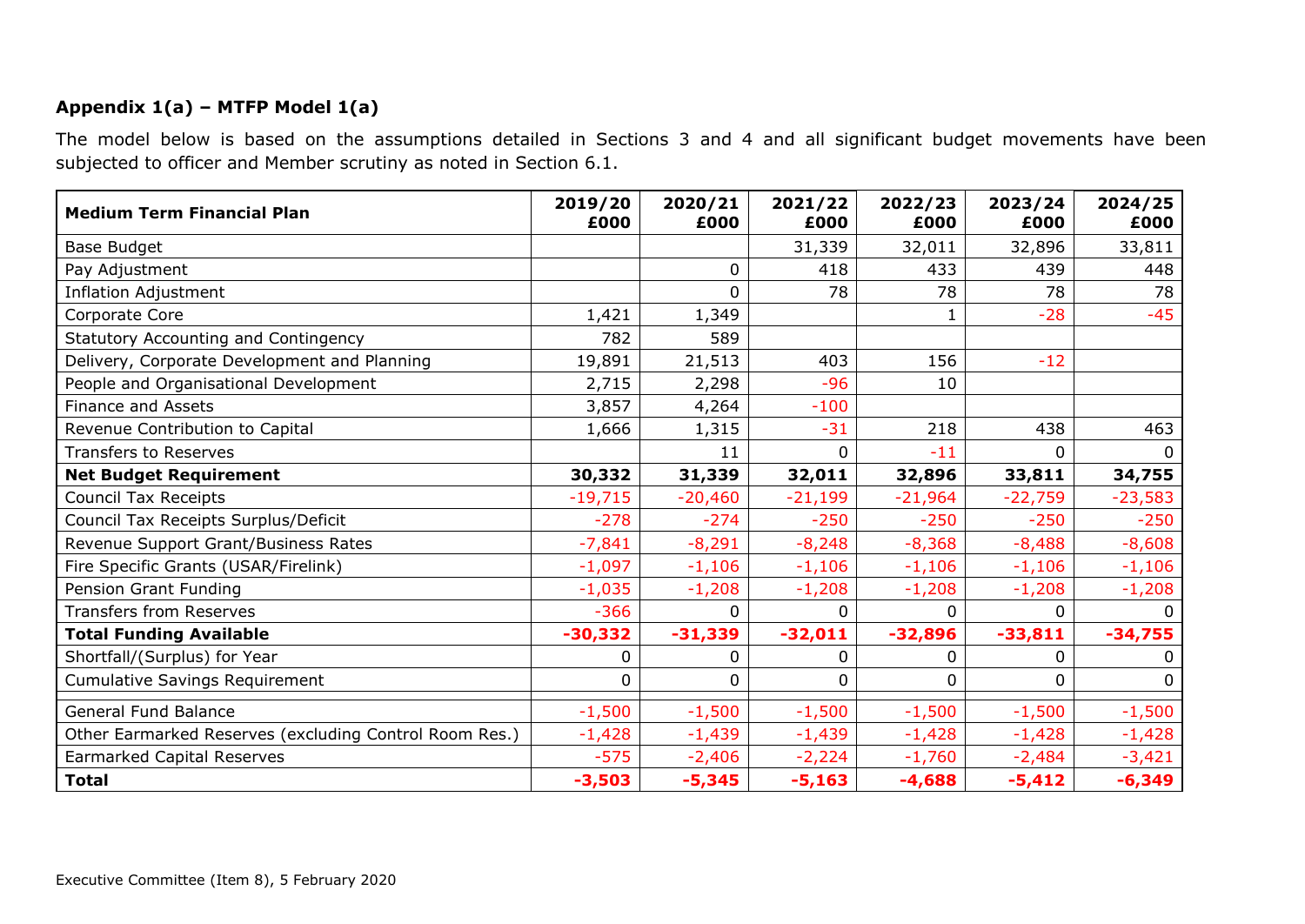**Appendix 1(a) – MTFP Model 1(a)**

The model below is based on the assumptions detailed in Sections 3 and 4 and all significant budget movements have been subjected to officer and Member scrutiny as noted in Section 6.1.

| **Medium Term Financial Plan** | **2019/20 £000** | **2020/21 £000** | **2021/22 £000** | **2022/23 £000** | **2023/24 £000** | **2024/25 £000** |
|---|---|---|---|---|---|---|
| Base Budget | | | 31,339 | 32,011 | 32,896 | 33,811 |
| Pay Adjustment | | 0 | 418 | 433 | 439 | 448 |
| Inflation Adjustment | | 0 | 78 | 78 | 78 | 78 |
| Corporate Core | 1,421 | 1,349 | | 1 | -28 | -45 |
| Statutory Accounting and Contingency | 782 | 589 | | | | |
| Delivery, Corporate Development and Planning | 19,891 | 21,513 | 403 | 156 | -12 | |
| People and Organisational Development | 2,715 | 2,298 | -96 | 10 | | |
| Finance and Assets | 3,857 | 4,264 | -100 | | | |
| Revenue Contribution to Capital | 1,666 | 1,315 | -31 | 218 | 438 | 463 |
| Transfers to Reserves | | 11 | 0 | -11 | 0 | 0 |
| **Net Budget Requirement** | **30,332** | **31,339** | **32,011** | **32,896** | **33,811** | **34,755** |
| Council Tax Receipts | -19,715 | -20,460 | -21,199 | -21,964 | -22,759 | -23,583 |
| Council Tax Receipts Surplus/Deficit | -278 | -274 | -250 | -250 | -250 | -250 |
| Revenue Support Grant/Business Rates | -7,841 | -8,291 | -8,248 | -8,368 | -8,488 | -8,608 |
| Fire Specific Grants (USAR/Firelink) | -1,097 | -1,106 | -1,106 | -1,106 | -1,106 | -1,106 |
| Pension Grant Funding | -1,035 | -1,208 | -1,208 | -1,208 | -1,208 | -1,208 |
| Transfers from Reserves | -366 | 0 | 0 | 0 | 0 | 0 |
| **Total Funding Available** | **-30,332** | **-31,339** | **-32,011** | **-32,896** | **-33,811** | **-34,755** |
| Shortfall/(Surplus) for Year | 0 | 0 | 0 | 0 | 0 | 0 |
| Cumulative Savings Requirement | 0 | 0 | 0 | 0 | 0 | 0 |
| General Fund Balance | -1,500 | -1,500 | -1,500 | -1,500 | -1,500 | -1,500 |
| Other Earmarked Reserves (excluding Control Room Res.) | -1,428 | -1,439 | -1,439 | -1,428 | -1,428 | -1,428 |
| Earmarked Capital Reserves | -575 | -2,406 | -2,224 | -1,760 | -2,484 | -3,421 |
| **Total** | **-3,503** | **-5,345** | **-5,163** | **-4,688** | **-5,412** | **-6,349** |

Executive Committee (Item 8), 5 February 2020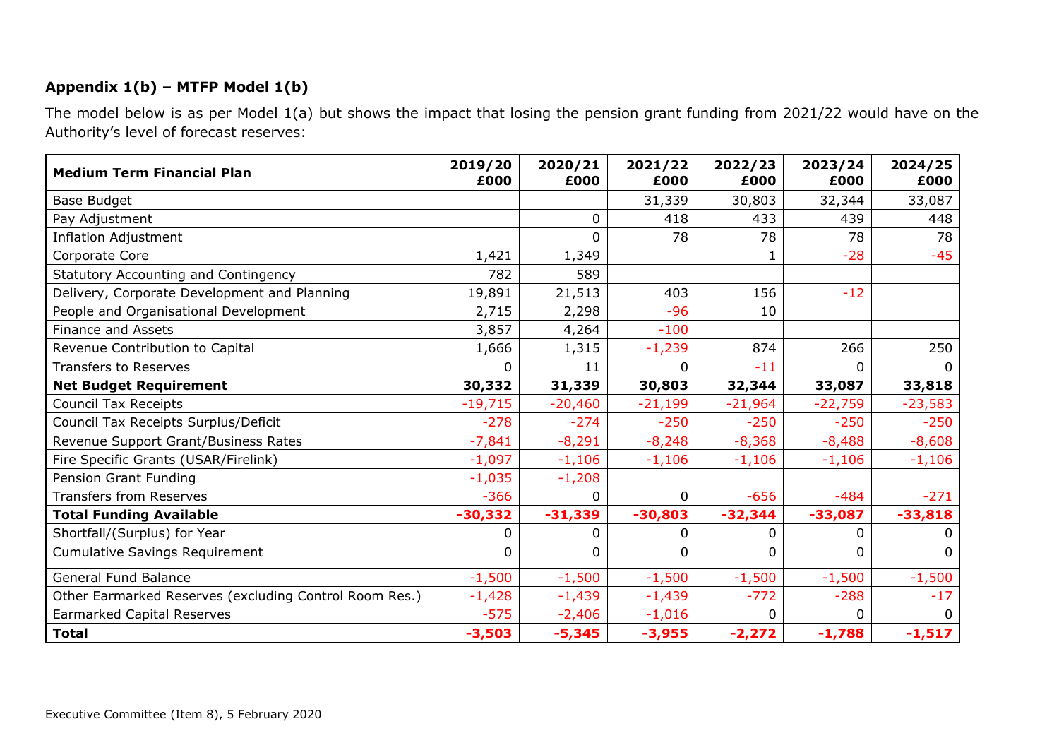**Appendix 1(b) – MTFP Model 1(b)**

The model below is as per Model 1(a) but shows the impact that losing the pension grant funding from 2021/22 would have on the Authority's level of forecast reserves:

| Medium Term Financial Plan | 2019/20 £000 | 2020/21 £000 | 2021/22 £000 | 2022/23 £000 | 2023/24 £000 | 2024/25 £000 |
|---|---|---|---|---|---|---|
| Base Budget | | | 31,339 | 30,803 | 32,344 | 33,087 |
| Pay Adjustment | | 0 | 418 | 433 | 439 | 448 |
| Inflation Adjustment | | 0 | 78 | 78 | 78 | 78 |
| Corporate Core | 1,421 | 1,349 | | 1 | -28 | -45 |
| Statutory Accounting and Contingency | 782 | 589 | | | | |
| Delivery, Corporate Development and Planning | 19,891 | 21,513 | 403 | 156 | -12 | |
| People and Organisational Development | 2,715 | 2,298 | -96 | 10 | | |
| Finance and Assets | 3,857 | 4,264 | -100 | | | |
| Revenue Contribution to Capital | 1,666 | 1,315 | -1,239 | 874 | 266 | 250 |
| Transfers to Reserves | 0 | 11 | 0 | -11 | 0 | 0 |
| **Net Budget Requirement** | **30,332** | **31,339** | **30,803** | **32,344** | **33,087** | **33,818** |
| Council Tax Receipts | -19,715 | -20,460 | -21,199 | -21,964 | -22,759 | -23,583 |
| Council Tax Receipts Surplus/Deficit | -278 | -274 | -250 | -250 | -250 | -250 |
| Revenue Support Grant/Business Rates | -7,841 | -8,291 | -8,248 | -8,368 | -8,488 | -8,608 |
| Fire Specific Grants (USAR/Firelink) | -1,097 | -1,106 | -1,106 | -1,106 | -1,106 | -1,106 |
| Pension Grant Funding | -1,035 | -1,208 | | | | |
| Transfers from Reserves | -366 | 0 | 0 | -656 | -484 | -271 |
| **Total Funding Available** | **-30,332** | **-31,339** | **-30,803** | **-32,344** | **-33,087** | **-33,818** |
| Shortfall/(Surplus) for Year | 0 | 0 | 0 | 0 | 0 | 0 |
| Cumulative Savings Requirement | 0 | 0 | 0 | 0 | 0 | 0 |
| General Fund Balance | -1,500 | -1,500 | -1,500 | -1,500 | -1,500 | -1,500 |
| Other Earmarked Reserves (excluding Control Room Res.) | -1,428 | -1,439 | -1,439 | -772 | -288 | -17 |
| Earmarked Capital Reserves | -575 | -2,406 | -1,016 | 0 | 0 | 0 |
| **Total** | **-3,503** | **-5,345** | **-3,955** | **-2,272** | **-1,788** | **-1,517** |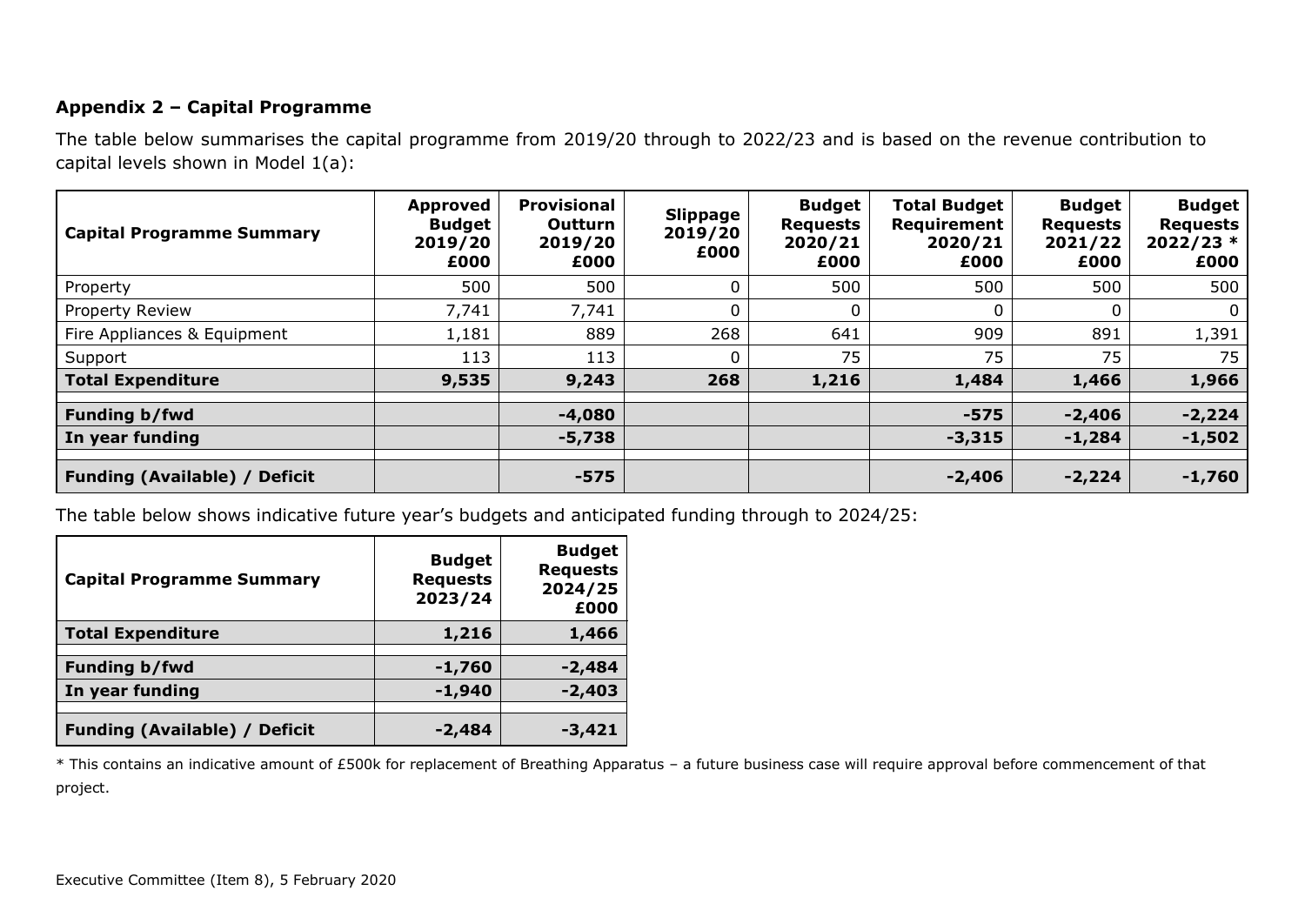**Appendix 2 – Capital Programme**

The table below summarises the capital programme from 2019/20 through to 2022/23 and is based on the revenue contribution to capital levels shown in Model 1(a):

| Capital Programme Summary | Approved Budget 2019/20 £000 | Provisional Outturn 2019/20 £000 | Slippage 2019/20 £000 | Budget Requests 2020/21 £000 | Total Budget Requirement 2020/21 £000 | Budget Requests 2021/22 £000 | Budget Requests 2022/23 * £000 |
|---|---|---|---|---|---|---|---|
| Property | 500 | 500 | 0 | 500 | 500 | 500 | 500 |
| Property Review | 7,741 | 7,741 | 0 | 0 | 0 | 0 | 0 |
| Fire Appliances & Equipment | 1,181 | 889 | 268 | 641 | 909 | 891 | 1,391 |
| Support | 113 | 113 | 0 | 75 | 75 | 75 | 75 |
| **Total Expenditure** | **9,535** | **9,243** | **268** | **1,216** | **1,484** | **1,466** | **1,966** |
| **Funding b/fwd** | | **-4,080** | | | **-575** | **-2,406** | **-2,224** |
| **In year funding** | | **-5,738** | | | **-3,315** | **-1,284** | **-1,502** |
| **Funding (Available) / Deficit** | | **-575** | | | **-2,406** | **-2,224** | **-1,760** |

The table below shows indicative future year's budgets and anticipated funding through to 2024/25:

| Capital Programme Summary | Budget Requests 2023/24 | Budget Requests 2024/25 £000 |
|---|---|---|
| **Total Expenditure** | **1,216** | **1,466** |
| **Funding b/fwd** | **-1,760** | **-2,484** |
| **In year funding** | **-1,940** | **-2,403** |
| **Funding (Available) / Deficit** | **-2,484** | **-3,421** |

* This contains an indicative amount of £500k for replacement of Breathing Apparatus – a future business case will require approval before commencement of that project.